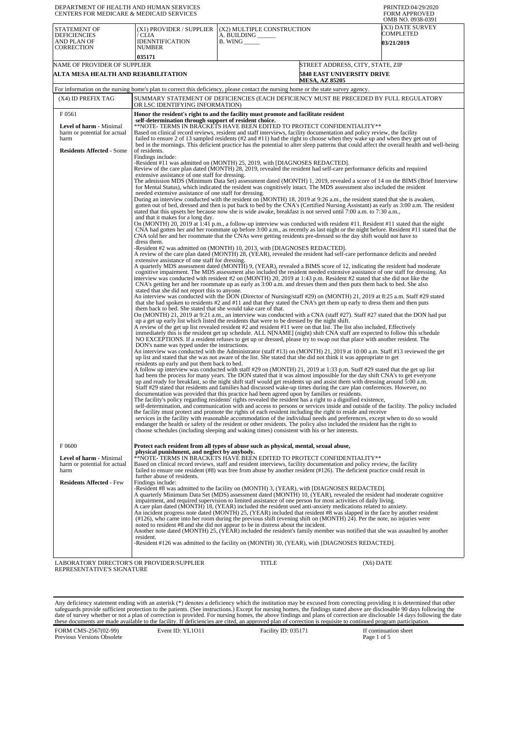DEPARTMENT OF HEALTH AND HUMAN SERVICES
CENTERS FOR MEDICARE & MEDICAID SERVICES

PRINTED:04/29/2020
FORM APPROVED
OMB NO. 0938-0391

| STATEMENT OF DEFICIENCIES AND PLAN OF CORRECTION | (X1) PROVIDER / SUPPLIER / CLIA IDENNTIFICATION NUMBER | (X2) MULTIPLE CONSTRUCTION A. BUILDING ______ B. WING _____ | (X3) DATE SURVEY COMPLETED |
|---|---|---|---|
| | 035171 | | 03/21/2019 |

| NAME OF PROVIDER OF SUPPLIER | STREET ADDRESS, CITY, STATE, ZIP |
|---|---|
| ALTA MESA HEALTH AND REHABILITATION | 5848 EAST UNIVERSITY DRIVE MESA, AZ 85205 |

For information on the nursing home's plan to correct this deficiency, please contact the nursing home or the state survey agency.

| (X4) ID PREFIX TAG | SUMMARY STATEMENT OF DEFICIENCIES (EACH DEFICIENCY MUST BE PRECEDED BY FULL REGULATORY OR LSC IDENTIFYING INFORMATION) |
|---|---|
| F 0561 **Level of harm** - Minimal harm or potential for actual harm **Residents Affected** - Some | **Honor the resident's right to and the facility must promote and facilitate resident self-determination through support of resident choice.** **NOTE- TERMS IN BRACKETS HAVE BEEN EDITED TO PROTECT CONFIDENTIALITY** Based on clinical record reviews, resident and staff interviews, facility documentation and policy review, the facility failed to ensure 2 of 13 sampled residents (#2 and #11) had the right to choose when they wake up and when they get out of bed in the mornings. This deficient practice has the potential to alter sleep patterns that could affect the overall health and well-being of residents. Findings include: -Resident #11 was admitted on (MONTH) 25, 2019, with [DIAGNOSES REDACTED]. Review of the care plan dated (MONTH) 28, 2019, revealed the resident had self-care performance deficits and required extensive assistance of one staff for dressing. The admission MDS (Minimum Data Set) assessment dated (MONTH) 1, 2019, revealed a score of 14 on the BIMS (Brief Interview for Mental Status), which indicated the resident was cognitively intact. The MDS assessment also included the resident needed extensive assistance of one staff for dressing. During an interview conducted with the resident on (MONTH) 18, 2019 at 9:26 a.m., the resident stated that she is awaken, gotten out of bed, dressed and then is put back to bed by the CNA's (Certified Nursing Assistant) as early as 3:00 a.m. The resident stated that this upsets her because now she is wide awake, breakfast is not served until 7:00 a.m. to 7:30 a.m., and that it makes for a long day. On (MONTH) 20, 2019 at 1:41 p.m., a follow-up interview was conducted with resident #11. Resident #11 stated that the night CNA had gotten her and her roommate up before 3:00 a.m., as recently as last night or the night before. Resident #11 stated that the CNA told her and her roommate that the CNAs were getting residents pre-dressed so the day shift would not have to dress them. -Resident #2 was admitted on (MONTH) 10, 2013, with [DIAGNOSES REDACTED]. A review of the care plan dated (MONTH) 28, (YEAR), revealed the resident had self-care performance deficits and needed extensive assistance of one staff for dressing. A quarterly MDS assessment dated (MONTH) 9, (YEAR), revealed a BIMS score of 12, indicating the resident had moderate cognitive impairment. The MDS assessment also included the resident needed extensive assistance of one staff for dressing. An interview was conducted with resident #2 on (MONTH) 20, 2019 at 1:43 p.m. Resident #2 stated that she did not like the CNA's getting her and her roommate up as early as 3:00 a.m. and dresses them and then puts them back to bed. She also stated that she did not report this to anyone. An interview was conducted with the DON (Director of Nursing/staff #29) on (MONTH) 21, 2019 at 8:25 a.m. Staff #29 stated that she had spoken to residents #2 and #11 and that they stated the CNA's get them up early to dress them and then puts them back to bed. She stated that she would take care of that. On (MONTH) 21, 2019 at 9:21 a.m., an interview was conducted with a CNA (staff #27). Staff #27 stated that the DON had put up a get up early list which listed the residents that were to be dressed by the night shift. A review of the get up list revealed resident #2 and resident #11 were on that list. The list also included, Effectively immediately this is the resident get up schedule. ALL N[NAME] (night) shift CNA staff are expected to follow this schedule NO EXCEPTIONS. If a resident refuses to get up or dressed, please try to swap out that place with another resident. The DON's name was typed under the instructions. An interview was conducted with the Administrator (staff #13) on (MONTH) 21, 2019 at 10:00 a.m. Staff #13 reviewed the get up list and stated that she was not aware of the list. She stated that she did not think it was appropriate to get residents up early and put them back to bed. A follow up interview was conducted with staff #29 on (MONTH) 21, 2019 at 1:33 p.m. Staff #29 stated that the get up list had been the process for many years. The DON stated that it was almost impossible for the day shift CNA's to get everyone up and ready for breakfast, so the night shift staff would get residents up and assist them with dressing around 5:00 a.m. Staff #29 stated that residents and families had discussed wake-up times during the care plan conferences. However, no documentation was provided that this practice had been agreed upon by families or residents. The facility's policy regarding residents' rights revealed the resident has a right to a dignified existence, self-determination, and communication with and access to persons or services inside and outside of the facility. The policy included the facility must protect and promote the rights of each resident including the right to reside and receive services in the facility with reasonable accommodation of the individual needs and preferences, except when to do so would endanger the health or safety of the resident or other residents. The policy also included the resident has the right to choose schedules (including sleeping and waking times) consistent with his or her interests. |
| F 0600 **Level of harm** - Minimal harm or potential for actual harm **Residents Affected** - Few | **Protect each resident from all types of abuse such as physical, mental, sexual abuse, physical punishment, and neglect by anybody.** **NOTE- TERMS IN BRACKETS HAVE BEEN EDITED TO PROTECT CONFIDENTIALITY** Based on clinical record reviews, staff and resident interviews, facility documentation and policy review, the facility failed to ensure one resident (#8) was free from abuse by another resident (#126). The deficient practice could result in further abuse of residents. Findings include: -Resident #8 was admitted to the facility on (MONTH) 3, (YEAR), with [DIAGNOSES REDACTED]. A quarterly Minimum Data Set (MDS) assessment dated (MONTH) 10, (YEAR), revealed the resident had moderate cognitive impairment, and required supervision to limited assistance of one person for most activities of daily living. A care plan dated (MONTH) 18, (YEAR) included the resident used anti-anxiety medications related to anxiety. An incident progress note dated (MONTH) 25, (YEAR) included that resident #8 was slapped in the face by another resident (#126), who came into her room during the previous shift (evening shift on (MONTH) 24). Per the note, no injuries were noted to resident #8 and she did not appear to be in distress about the incident. Another note dated (MONTH) 25, (YEAR) included the resident's family member was notified that she was assaulted by another resident. -Resident #126 was admitted to the facility on (MONTH) 30, (YEAR), with [DIAGNOSES REDACTED]. |

LABORATORY DIRECTOR'S OR PROVIDER/SUPPLIER REPRESENTATIVE'S SIGNATURE | TITLE | (X6) DATE

Any deficiency statement ending with an asterisk (*) denotes a deficiency which the institution may be excused from correcting providing it is determined that other safeguards provide sufficient protection to the patients. (See instructions.) Except for nursing homes, the findings stated above are disclosable 90 days following the date of survey whether or not a plan of correction is provided. For nursing homes, the above findings and plans of correction are disclosable 14 days following the date these documents are made available to the facility. If deficiencies are cited, an approved plan of correction is requisite to continued program participation.

FORM CMS-2567(02-99) Previous Versions Obsolete | Event ID: YL1O11 | Facility ID: 035171 | If continuation sheet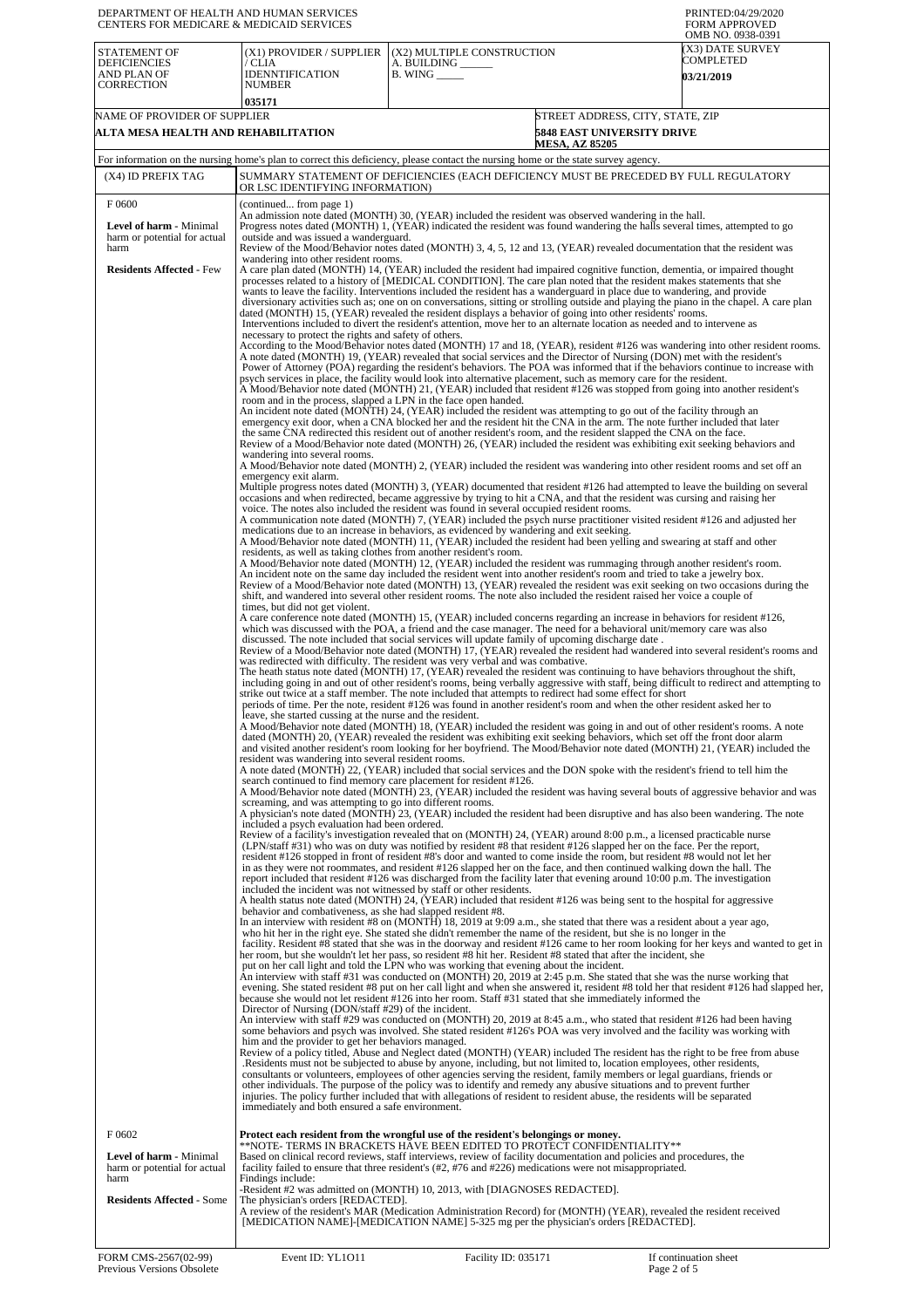DEPARTMENT OF HEALTH AND HUMAN SERVICES
CENTERS FOR MEDICARE & MEDICAID SERVICES

PRINTED:04/29/2020
FORM APPROVED
OMB NO. 0938-0391

| STATEMENT OF DEFICIENCIES AND PLAN OF CORRECTION | (X1) PROVIDER / SUPPLIER / CLIA IDENNTIFICATION NUMBER | (X2) MULTIPLE CONSTRUCTION | (X3) DATE SURVEY COMPLETED |
|---|---|---|---|
| | 035171 | A. BUILDING ______ B. WING _____ | 03/21/2019 |

| NAME OF PROVIDER OF SUPPLIER | STREET ADDRESS, CITY, STATE, ZIP |
|---|---|
| ALTA MESA HEALTH AND REHABILITATION | 5848 EAST UNIVERSITY DRIVE MESA, AZ 85205 |

For information on the nursing home's plan to correct this deficiency, please contact the nursing home or the state survey agency.

| (X4) ID PREFIX TAG | SUMMARY STATEMENT OF DEFICIENCIES (EACH DEFICIENCY MUST BE PRECEDED BY FULL REGULATORY OR LSC IDENTIFYING INFORMATION) |
|---|---|
| F 0600 **Level of harm** - Minimal harm or potential for actual harm **Residents Affected** - Few | (continued... from page 1) An admission note dated (MONTH) 30, (YEAR) included the resident was observed wandering in the hall. Progress notes dated (MONTH) 1, (YEAR) indicated the resident was found wandering the halls several times, attempted to go outside and was issued a wanderguard. Review of the Mood/Behavior notes dated (MONTH) 3, 4, 5, 12 and 13, (YEAR) revealed documentation that the resident was wandering into other resident rooms. A care plan dated (MONTH) 14, (YEAR) included the resident had impaired cognitive function, dementia, or impaired thought processes related to a history of [MEDICAL CONDITION]. The care plan noted that the resident makes statements that she wants to leave the facility. Interventions included the resident has a wanderguard in place due to wandering, and provide diversionary activities such as; one on one conversations, sitting or strolling outside and playing the piano in the chapel. A care plan dated (MONTH) 15, (YEAR) revealed the resident displays a behavior of going into other residents' rooms. Interventions included to divert the resident's attention, move her to an alternate location as needed and to intervene as necessary to protect the rights and safety of others. According to the Mood/Behavior notes dated (MONTH) 17 and 18, (YEAR), resident #126 was wandering into other resident rooms. A note dated (MONTH) 19, (YEAR) revealed that social services and the Director of Nursing (DON) met with the resident's Power of Attorney (POA) regarding the resident's behaviors. The POA was informed that if the behaviors continue to increase with psych services in place, the facility would look into alternative placement, such as memory care for the resident. A Mood/Behavior note dated (MONTH) 21, (YEAR) included that resident #126 was stopped from going into another resident's room and in the process, slapped a LPN in the face open handed. An incident note dated (MONTH) 24, (YEAR) included the resident was attempting to go out of the facility through an emergency exit door, when a CNA blocked her and the resident hit the CNA in the arm. The note further included that later the same CNA redirected this resident out of another resident's room, and the resident slapped the CNA on the face. Review of a Mood/Behavior note dated (MONTH) 26, (YEAR) included the resident was exhibiting exit seeking behaviors and wandering into several rooms. A Mood/Behavior note dated (MONTH) 2, (YEAR) included the resident was wandering into other resident rooms and set off an emergency exit alarm. Multiple progress notes dated (MONTH) 3, (YEAR) documented that resident #126 had attempted to leave the building on several occasions and when redirected, became aggressive by trying to hit a CNA, and that the resident was cursing and raising her voice. The notes also included the resident was found in several occupied resident rooms. A communication note dated (MONTH) 7, (YEAR) included the psych nurse practitioner visited resident #126 and adjusted her medications due to an increase in behaviors, as evidenced by wandering and exit seeking. A Mood/Behavior note dated (MONTH) 11, (YEAR) included the resident had been yelling and swearing at staff and other residents, as well as taking clothes from another resident's room. A Mood/Behavior note dated (MONTH) 12, (YEAR) included the resident was rummaging through another resident's room. An incident note on the same day included the resident went into another resident's room and tried to take a jewelry box. Review of a Mood/Behavior note dated (MONTH) 13, (YEAR) revealed the resident was exit seeking on two occasions during the shift, and wandered into several other resident rooms. The note also included the resident raised her voice a couple of times, but did not get violent. A care conference note dated (MONTH) 15, (YEAR) included concerns regarding an increase in behaviors for resident #126, which was discussed with the POA, a friend and the case manager. The need for a behavioral unit/memory care was also discussed. The note included that social services will update family of upcoming discharge date . Review of a Mood/Behavior note dated (MONTH) 17, (YEAR) revealed the resident had wandered into several resident's rooms and was redirected with difficulty. The resident was very verbal and was combative. The health status note dated (MONTH) 17, (YEAR) revealed the resident was continuing to have behaviors throughout the shift, including going in and out of other resident's rooms, being verbally aggressive with staff, being difficult to redirect and attempting to strike out twice at a staff member. The note included that attempts to redirect had some effect for short periods of time. Per the note, resident #126 was found in another resident's room and when the other resident asked her to leave, she started cussing at the nurse and the resident. A Mood/Behavior note dated (MONTH) 18, (YEAR) included the resident was going in and out of other resident's rooms. A note dated (MONTH) 20, (YEAR) revealed the resident was exhibiting exit seeking behaviors, which set off the front door alarm and visited another resident's room looking for her boyfriend. The Mood/Behavior note dated (MONTH) 21, (YEAR) included the resident was wandering into several resident rooms. A note dated (MONTH) 22, (YEAR) included that social services and the DON spoke with the resident's friend to tell him the search continued to find memory care placement for resident #126. A Mood/Behavior note dated (MONTH) 23, (YEAR) included the resident was having several bouts of aggressive behavior and was screaming, and was attempting to go into different rooms. A physician's note dated (MONTH) 23, (YEAR) included the resident had been disruptive and has also been wandering. The note included a psych evaluation had been ordered. Review of a facility's investigation revealed that on (MONTH) 24, (YEAR) around 8:00 p.m., a licensed practicable nurse (LPN/staff #31) who was on duty was notified by resident #8 that resident #126 slapped her on the face. Per the report, resident #126 stopped in front of resident #8's door and wanted to come inside the room, but resident #8 would not let her in as they were not roommates, and resident #126 slapped her on the face, and then continued walking down the hall. The report included that resident #126 was discharged from the facility later that evening around 10:00 p.m. The investigation included the incident was not witnessed by staff or other residents. A health status note dated (MONTH) 24, (YEAR) included that resident #126 was being sent to the hospital for aggressive behavior and combativeness, as she had slapped resident #8. In an interview with resident #8 on (MONTH) 18, 2019 at 9:09 a.m., she stated that there was a resident about a year ago, who hit her in the right eye. She stated she didn't remember the name of the resident, but she is no longer in the facility. Resident #8 stated that she was in the doorway and resident #126 came to her room looking for her keys and wanted to get in her room, but she wouldn't let her pass, so resident #8 hit her. Resident #8 stated that after the incident, she put on her call light and told the LPN who was working that evening about the incident. An interview with staff #31 was conducted on (MONTH) 20, 2019 at 2:45 p.m. She stated that she was the nurse working that evening. She stated resident #8 put on her call light and when she answered it, resident #8 told her that resident #126 had slapped her, because she would not let resident #126 into her room. Staff #31 stated that she immediately informed the Director of Nursing (DON/staff #29) of the incident. An interview with staff #29 was conducted on (MONTH) 20, 2019 at 8:45 a.m., who stated that resident #126 had been having some behaviors and psych was involved. She stated resident #126's POA was very involved and the facility was working with him and the provider to get her behaviors managed. Review of a policy titled, Abuse and Neglect dated (MONTH) (YEAR) included The resident has the right to be free from abuse .Residents must not be subjected to abuse by anyone, including, but not limited to, location employees, other residents, consultants or volunteers, employees of other agencies serving the resident, family members or legal guardians, friends or other individuals. The purpose of the policy was to identify and remedy any abusive situations and to prevent further injuries. The policy further included that with allegations of resident to resident abuse, the residents will be separated immediately and both ensured a safe environment. |
| F 0602 **Level of harm** - Minimal harm or potential for actual harm **Residents Affected** - Some | **Protect each resident from the wrongful use of the resident's belongings or money.** **NOTE- TERMS IN BRACKETS HAVE BEEN EDITED TO PROTECT CONFIDENTIALITY** Based on clinical record reviews, staff interviews, review of facility documentation and policies and procedures, the facility failed to ensure that three resident's (#2, #76 and #226) medications were not misappropriated. Findings include: -Resident #2 was admitted on (MONTH) 10, 2013, with [DIAGNOSES REDACTED]. The physician's orders [REDACTED]. A review of the resident's MAR (Medication Administration Record) for (MONTH) (YEAR), revealed the resident received [MEDICATION NAME]-[MEDICATION NAME] 5-325 mg per the physician's orders [REDACTED]. |

FORM CMS-2567(02-99) Previous Versions Obsolete | Event ID: YL1O11 | Facility ID: 035171 | If continuation sheet Page 2 of 5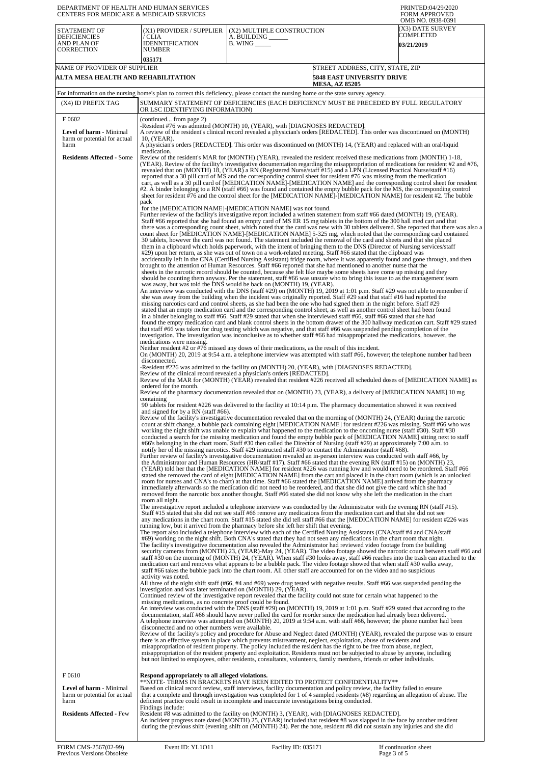DEPARTMENT OF HEALTH AND HUMAN SERVICES
CENTERS FOR MEDICARE & MEDICAID SERVICES

PRINTED:04/29/2020
FORM APPROVED
OMB NO. 0938-0391

| STATEMENT OF DEFICIENCIES AND PLAN OF CORRECTION | (X1) PROVIDER / SUPPLIER / CLIA IDENNTIFICATION NUMBER | (X2) MULTIPLE CONSTRUCTION | (X3) DATE SURVEY COMPLETED |
|---|---|---|---|
| | 035171 | A. BUILDING ______ B. WING _____ | 03/21/2019 |

| NAME OF PROVIDER OF SUPPLIER | STREET ADDRESS, CITY, STATE, ZIP |
|---|---|
| ALTA MESA HEALTH AND REHABILITATION | 5848 EAST UNIVERSITY DRIVE MESA, AZ 85205 |

For information on the nursing home's plan to correct this deficiency, please contact the nursing home or the state survey agency.

| (X4) ID PREFIX TAG | SUMMARY STATEMENT OF DEFICIENCIES (EACH DEFICIENCY MUST BE PRECEDED BY FULL REGULATORY OR LSC IDENTIFYING INFORMATION) |
|---|---|
| F 0602 **Level of harm** - Minimal harm or potential for actual harm **Residents Affected** - Some | (continued... from page 2) -Resident #76 was admitted (MONTH) 10, (YEAR), with [DIAGNOSES REDACTED]. A review of the resident's clinical record revealed a physician's orders [REDACTED]. This order was discontinued on (MONTH) 10, (YEAR). A physician's orders [REDACTED]. This order was discontinued on (MONTH) 14, (YEAR) and replaced with an oral/liquid medication. Review of the resident's MAR for (MONTH) (YEAR), revealed the resident received these medications from (MONTH) 1-18, (YEAR). Review of the facility's investigative documentation regarding the misappropriation of medications for resident #2 and #76, revealed that on (MONTH) 18, (YEAR) a RN (Registered Nurse/staff #15) and a LPN (Licensed Practical Nurse/staff #16) reported that a 30 pill card of MS and the corresponding control sheet for resident #76 was missing from the medication cart, as well as a 30 pill card of [MEDICATION NAME]-[MEDICATION NAME] and the corresponding control sheet for resident #2. A binder belonging to a RN (staff #66) was found and contained the empty bubble pack for the MS, the corresponding control sheet for resident #76 and the control sheet for the [MEDICATION NAME]-[MEDICATION NAME] for resident #2. The bubble pack for the [MEDICATION NAME]-[MEDICATION NAME] was not found. Further review of the facility's investigative report included a written statement from staff #66 dated (MONTH) 19, (YEAR). Staff #66 reported that she had found an empty card of MS ER 15 mg tablets in the bottom of the 300 hall med cart and that there was a corresponding count sheet, which noted that the card was new with 30 tablets delivered. She reported that there was also a count sheet for [MEDICATION NAME]-[MEDICATION NAME] 5-325 mg, which noted that the corresponding card contained 30 tablets, however the card was not found. The statement included the removal of the card and sheets and that she placed them in a clipboard which holds paperwork, with the intent of bringing them to the DNS (Director of Nursing services/staff #29) upon her return, as she was out of town on a work-related meeting. Staff #66 stated that the clipboard was accidentally left in the CNA (Certified Nursing Assistant) fridge room, where it was apparently found and gone through, and then brought to the attention of Human Resources. Staff #66 reported that she had mentioned to another nurse that the sheets in the narcotic record should be counted, because she felt like maybe some sheets have come up missing and they should be counting them anyway. Per the statement, staff #66 was unsure who to bring this issue to as the management team was away, but was told the DNS would be back on (MONTH) 19, (YEAR). An interview was conducted with the DNS (staff #29) on (MONTH) 19, 2019 at 1:01 p.m. Staff #29 was not able to remember if she was away from the building when the incident was originally reported. Staff #29 said that staff #16 had reported the missing narcotics card and control sheets, as she had been the one who had signed them in the night before. Staff #29 stated that an empty medication card and the corresponding control sheet, as well as another control sheet had been found in a binder belonging to staff #66. Staff #29 stated that when she interviewed staff #66, staff #66 stated that she had found the empty medication card and blank control sheets in the bottom drawer of the 300 hallway medication cart. Staff #29 stated that staff #66 was taken for drug testing which was negative, and that staff #66 was suspended pending completion of the investigation. The investigation was inconclusive as to whether staff #66 had misappropriated the medications, however, the medications were missing. Neither resident #2 or #76 missed any doses of their medications, as the result of this incident. On (MONTH) 20, 2019 at 9:54 a.m. a telephone interview was attempted with staff #66, however; the telephone number had been disconnected. -Resident #226 was admitted to the facility on (MONTH) 20, (YEAR), with [DIAGNOSES REDACTED]. Review of the clinical record revealed a physician's orders [REDACTED]. Review of the MAR for (MONTH) (YEAR) revealed that resident #226 received all scheduled doses of [MEDICATION NAME] as ordered for the month. Review of the pharmacy documentation revealed that on (MONTH) 23, (YEAR), a delivery of [MEDICATION NAME] 10 mg containing 90 tablets for resident #226 was delivered to the facility at 10:14 p.m. The pharmacy documentation showed it was received and signed for by a RN (staff #66). Review of the facility's investigative documentation revealed that on the morning of (MONTH) 24, (YEAR) during the narcotic count at shift change, a bubble pack containing eight [MEDICATION NAME] for resident #226 was missing. Staff #66 who was working the night shift was unable to explain what happened to the medication to the oncoming nurse (staff #30). Staff #30 conducted a search for the missing medication and found the empty bubble pack of [MEDICATION NAME] sitting next to staff #66's belonging in the chart room. Staff #30 then called the Director of Nursing (staff #29) at approximately 7:00 a.m. to notify her of the missing narcotics. Staff #29 instructed staff #30 to contact the Administrator (staff #68). Further review of facility's investigative documentation revealed an in-person interview was conducted with staff #66, by the Administrator and Human Resources (HR/staff #17). Staff #66 stated that the evening RN (staff #15) on (MONTH) 23, (YEAR) told her that the [MEDICATION NAME] for resident #226 was running low and would need to be reordered. Staff #66 stated she removed the card of eight [MEDICATION NAME] from the cart and placed it in the chart room (which is an unlocked room for nurses and CNA's to chart) at that time. Staff #66 stated the [MEDICATION NAME] arrived from the pharmacy immediately afterwards so the medication did not need to be reordered, and that she did not give the card which she had removed from the narcotic box another thought. Staff #66 stated she did not know why she left the medication in the chart room all night. The investigative report included a telephone interview was conducted by the Administrator with the evening RN (staff #15). Staff #15 stated that she did not see staff #66 remove any medications from the medication cart and that she did not see any medications in the chart room. Staff #15 stated she did tell staff #66 that the [MEDICATION NAME] for resident #226 was running low, but it arrived from the pharmacy before she left her shift that evening. The report also included a telephone interview with each of the Certified Nursing Assistants (CNA/staff #4 and CNA/staff #69) working on the night shift. Both CNA's stated that they had not seen any medications in the chart room that night. The facility's investigative documentation also revealed the Administrator had reviewed video footage from the building security cameras from (MONTH) 23, (YEAR)-May 24, (YEAR). The video footage showed the narcotic count between staff #66 and staff #30 on the morning of (MONTH) 24, (YEAR). When staff #30 looks away, staff #66 reaches into the trash can attached to the medication cart and removes what appears to be a bubble pack. The video footage showed that when staff #30 walks away, staff #66 takes the bubble pack into the chart room. All other staff are accounted for on the video and no suspicious activity was noted. All three of the night shift staff (#66, #4 and #69) were drug tested with negative results. Staff #66 was suspended pending the investigation and was later terminated on (MONTH) 29, (YEAR). Continued review of the investigative report revealed that the facility could not state for certain what happened to the missing medications, as no concrete proof could be found. An interview was conducted with the DNS (staff #29) on (MONTH) 19, 2019 at 1:01 p.m. Staff #29 stated that according to the documentation, staff #66 should have never pulled the card for reorder since the medication had already been delivered. A telephone interview was attempted on (MONTH) 20, 2019 at 9:54 a.m. with staff #66, however; the phone number had been disconnected and no other numbers were available. Review of the facility's policy and procedure for Abuse and Neglect dated (MONTH) (YEAR), revealed the purpose was to ensure there is an effective system in place which prevents mistreatment, neglect, exploitation, abuse of residents and misappropriation of resident property. The policy included the resident has the right to be free from abuse, neglect, misappropriation of the resident property and exploitation. Residents must not be subjected to abuse by anyone, including but not limited to employees, other residents, consultants, volunteers, family members, friends or other individuals. |
| F 0610 **Level of harm** - Minimal harm or potential for actual harm **Residents Affected** - Few | **Respond appropriately to all alleged violations.** \*\*NOTE- TERMS IN BRACKETS HAVE BEEN EDITED TO PROTECT CONFIDENTIALITY\*\* Based on clinical record review, staff interviews, facility documentation and policy review, the facility failed to ensure that a complete and through investigation was completed for 1 of 4 sampled residents (#8) regarding an allegation of abuse. The deficient practice could result in incomplete and inaccurate investigations being conducted. Findings include: Resident #8 was admitted to the facility on (MONTH) 3, (YEAR), with [DIAGNOSES REDACTED]. An incident progress note dated (MONTH) 25, (YEAR) included that resident #8 was slapped in the face by another resident during the previous shift (evening shift on (MONTH) 24). Per the note, resident #8 did not sustain any injuries and she did |

FORM CMS-2567(02-99) Previous Versions Obsolete | Event ID: YL1O11 | Facility ID: 035171 | If continuation sheet Page 3 of 5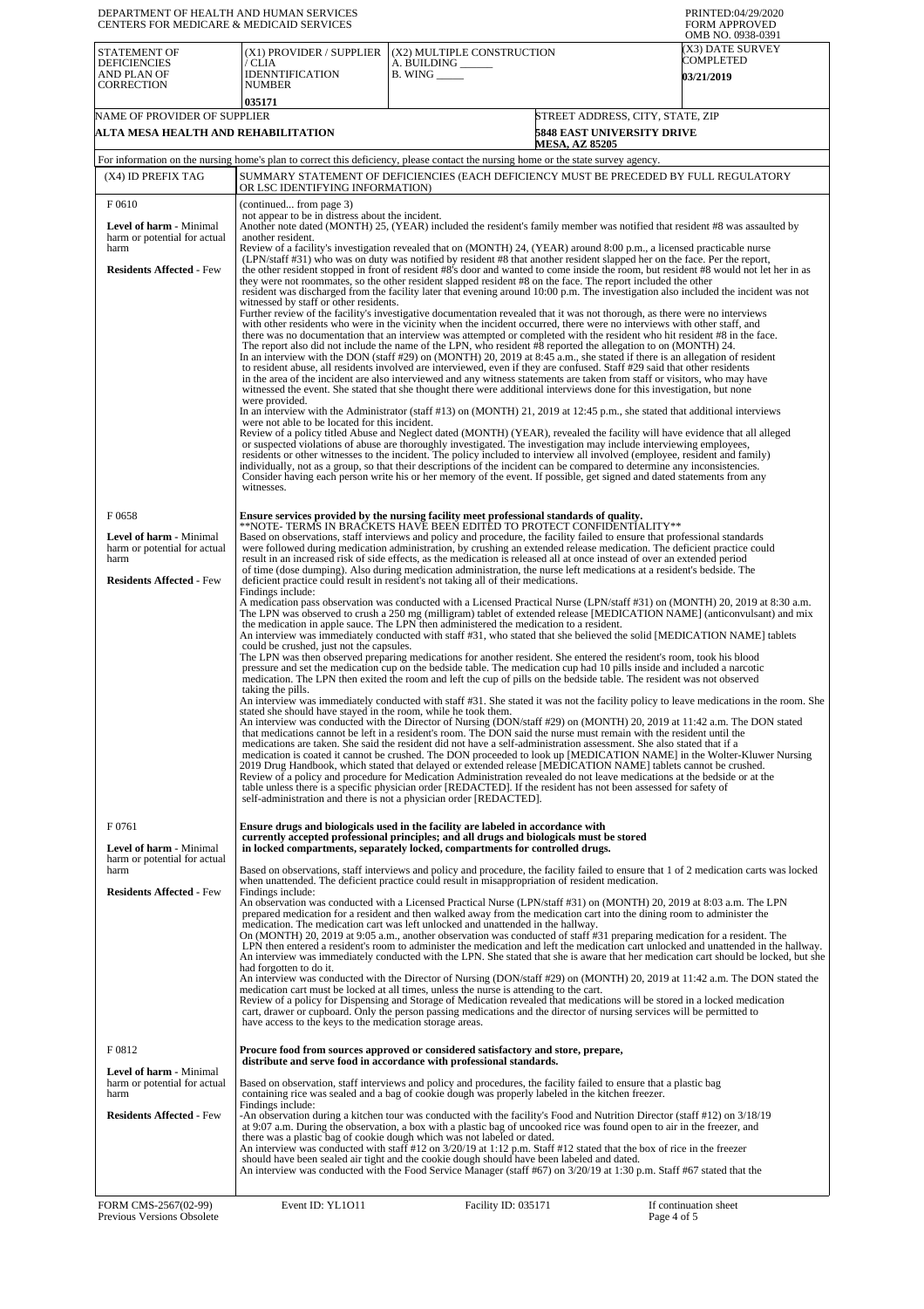DEPARTMENT OF HEALTH AND HUMAN SERVICES
CENTERS FOR MEDICARE & MEDICAID SERVICES

PRINTED:04/29/2020
FORM APPROVED
OMB NO. 0938-0391

| STATEMENT OF DEFICIENCIES AND PLAN OF CORRECTION | (X1) PROVIDER / SUPPLIER / CLIA IDENNTIFICATION NUMBER | (X2) MULTIPLE CONSTRUCTION A. BUILDING ______ B. WING _____ | (X3) DATE SURVEY COMPLETED |
|---|---|---|---|
| | 035171 | | 03/21/2019 |

| NAME OF PROVIDER OF SUPPLIER | STREET ADDRESS, CITY, STATE, ZIP |
|---|---|
| ALTA MESA HEALTH AND REHABILITATION | 5848 EAST UNIVERSITY DRIVE MESA, AZ 85205 |

For information on the nursing home's plan to correct this deficiency, please contact the nursing home or the state survey agency.

| (X4) ID PREFIX TAG | SUMMARY STATEMENT OF DEFICIENCIES (EACH DEFICIENCY MUST BE PRECEDED BY FULL REGULATORY OR LSC IDENTIFYING INFORMATION) |
|---|---|
| F 0610 **Level of harm** - Minimal harm or potential for actual harm **Residents Affected** - Few | (continued... from page 3) not appear to be in distress about the incident. Another note dated (MONTH) 25, (YEAR) included the resident's family member was notified that resident #8 was assaulted by another resident. Review of a facility's investigation revealed that on (MONTH) 24, (YEAR) around 8:00 p.m., a licensed practicable nurse (LPN/staff #31) who was on duty was notified by resident #8 that another resident slapped her on the face. Per the report, the other resident stopped in front of resident #8's door and wanted to come inside the room, but resident #8 would not let her in as they were not roommates, so the other resident slapped resident #8 on the face. The report included the other resident was discharged from the facility later that evening around 10:00 p.m. The investigation also included the incident was not witnessed by staff or other residents. Further review of the facility's investigative documentation revealed that it was not thorough, as there were no interviews with other residents who were in the vicinity when the incident occurred, there were no interviews with other staff, and there was no documentation that an interview was attempted or completed with the resident who hit resident #8 in the face. The report also did not include the name of the LPN, who resident #8 reported the allegation to on (MONTH) 24. In an interview with the DON (staff #29) on (MONTH) 20, 2019 at 8:45 a.m., she stated if there is an allegation of resident to resident abuse, all residents involved are interviewed, even if they are confused. Staff #29 said that other residents in the area of the incident are also interviewed and any witness statements are taken from staff or visitors, who may have witnessed the event. She stated that she thought there were additional interviews done for this investigation, but none were provided. In an interview with the Administrator (staff #13) on (MONTH) 21, 2019 at 12:45 p.m., she stated that additional interviews were not able to be located for this incident. Review of a policy titled Abuse and Neglect dated (MONTH) (YEAR), revealed the facility will have evidence that all alleged or suspected violations of abuse are thoroughly investigated. The investigation may include interviewing employees, residents or other witnesses to the incident. The policy included to interview all involved (employee, resident and family) individually, not as a group, so that their descriptions of the incident can be compared to determine any inconsistencies. Consider having each person write his or her memory of the event. If possible, get signed and dated statements from any witnesses. |
| F 0658 **Level of harm** - Minimal harm or potential for actual harm **Residents Affected** - Few | **Ensure services provided by the nursing facility meet professional standards of quality.** **NOTE- TERMS IN BRACKETS HAVE BEEN EDITED TO PROTECT CONFIDENTIALITY** Based on observations, staff interviews and policy and procedure, the facility failed to ensure that professional standards were followed during medication administration, by crushing an extended release medication. The deficient practice could result in an increased risk of side effects, as the medication is released all at once instead of over an extended period of time (dose dumping). Also during medication administration, the nurse left medications at a resident's bedside. The deficient practice could result in resident's not taking all of their medications. Findings include: A medication pass observation was conducted with a Licensed Practical Nurse (LPN/staff #31) on (MONTH) 20, 2019 at 8:30 a.m. The LPN was observed to crush a 250 mg (milligram) tablet of extended release [MEDICATION NAME] (anticonvulsant) and mix the medication in apple sauce. The LPN then administered the medication to a resident. An interview was immediately conducted with staff #31, who stated that she believed the solid [MEDICATION NAME] tablets could be crushed, just not the capsules. The LPN was then observed preparing medications for another resident. She entered the resident's room, took his blood pressure and set the medication cup on the bedside table. The medication cup had 10 pills inside and included a narcotic medication. The LPN then exited the room and left the cup of pills on the bedside table. The resident was not observed taking the pills. An interview was immediately conducted with staff #31. She stated it was not the facility policy to leave medications in the room. She stated she should have stayed in the room, while he took them. An interview was conducted with the Director of Nursing (DON/staff #29) on (MONTH) 20, 2019 at 11:42 a.m. The DON stated that medications cannot be left in a resident's room. The DON said the nurse must remain with the resident until the medications are taken. She said the resident did not have a self-administration assessment. She also stated that if a medication is coated it cannot be crushed. The DON proceeded to look up [MEDICATION NAME] in the Wolter-Kluwer Nursing 2019 Drug Handbook, which stated that delayed or extended release [MEDICATION NAME] tablets cannot be crushed. Review of a policy and procedure for Medication Administration revealed do not leave medications at the bedside or at the table unless there is a specific physician order [REDACTED]. If the resident has not been assessed for safety of self-administration and there is not a physician order [REDACTED]. |
| F 0761 **Level of harm** - Minimal harm or potential for actual harm **Residents Affected** - Few | **Ensure drugs and biologicals used in the facility are labeled in accordance with currently accepted professional principles; and all drugs and biologicals must be stored in locked compartments, separately locked, compartments for controlled drugs.** Based on observations, staff interviews and policy and procedure, the facility failed to ensure that 1 of 2 medication carts was locked when unattended. The deficient practice could result in misappropriation of resident medication. Findings include: An observation was conducted with a Licensed Practical Nurse (LPN/staff #31) on (MONTH) 20, 2019 at 8:03 a.m. The LPN prepared medication for a resident and then walked away from the medication cart into the dining room to administer the medication. The medication cart was left unlocked and unattended in the hallway. On (MONTH) 20, 2019 at 9:05 a.m., another observation was conducted of staff #31 preparing medication for a resident. The LPN then entered a resident's room to administer the medication and left the medication cart unlocked and unattended in the hallway. An interview was immediately conducted with the LPN. She stated that she is aware that her medication cart should be locked, but she had forgotten to do it. An interview was conducted with the Director of Nursing (DON/staff #29) on (MONTH) 20, 2019 at 11:42 a.m. The DON stated the medication cart must be locked at all times, unless the nurse is attending to the cart. Review of a policy for Dispensing and Storage of Medication revealed that medications will be stored in a locked medication cart, drawer or cupboard. Only the person passing medications and the director of nursing services will be permitted to have access to the keys to the medication storage areas. |
| F 0812 **Level of harm** - Minimal harm or potential for actual harm **Residents Affected** - Few | **Procure food from sources approved or considered satisfactory and store, prepare, distribute and serve food in accordance with professional standards.** Based on observation, staff interviews and policy and procedures, the facility failed to ensure that a plastic bag containing rice was sealed and a bag of cookie dough was properly labeled in the kitchen freezer. Findings include: -An observation during a kitchen tour was conducted with the facility's Food and Nutrition Director (staff #12) on 3/18/19 at 9:07 a.m. During the observation, a box with a plastic bag of uncooked rice was found open to air in the freezer, and there was a plastic bag of cookie dough which was not labeled or dated. An interview was conducted with staff #12 on 3/20/19 at 1:12 p.m. Staff #12 stated that the box of rice in the freezer should have been sealed air tight and the cookie dough should have been labeled and dated. An interview was conducted with the Food Service Manager (staff #67) on 3/20/19 at 1:30 p.m. Staff #67 stated that the |

FORM CMS-2567(02-99) Previous Versions Obsolete | Event ID: YL1O11 | Facility ID: 035171 | If continuation sheet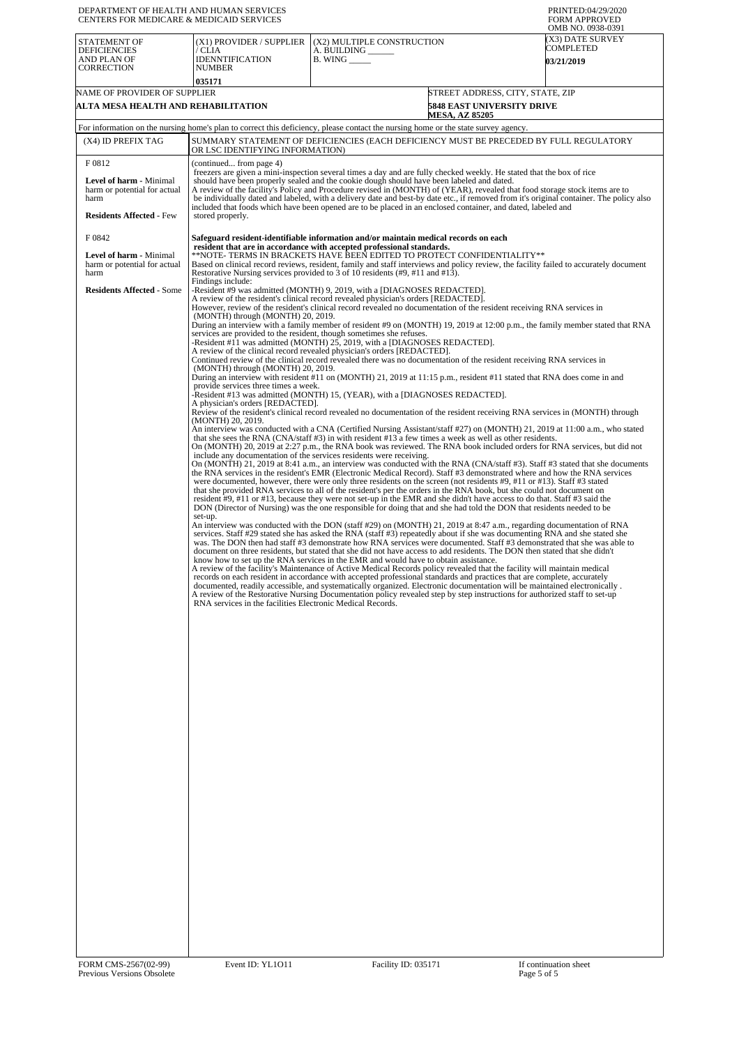DEPARTMENT OF HEALTH AND HUMAN SERVICES
CENTERS FOR MEDICARE & MEDICAID SERVICES

PRINTED:04/29/2020
FORM APPROVED
OMB NO. 0938-0391

| STATEMENT OF DEFICIENCIES AND PLAN OF CORRECTION | (X1) PROVIDER / SUPPLIER / CLIA IDENNTIFICATION NUMBER | (X2) MULTIPLE CONSTRUCTION | (X3) DATE SURVEY COMPLETED |
|---|---|---|---|
| | 035171 | A. BUILDING ______ B. WING _____ | 03/21/2019 |

| NAME OF PROVIDER OF SUPPLIER | STREET ADDRESS, CITY, STATE, ZIP |
|---|---|
| ALTA MESA HEALTH AND REHABILITATION | 5848 EAST UNIVERSITY DRIVE MESA, AZ 85205 |

For information on the nursing home's plan to correct this deficiency, please contact the nursing home or the state survey agency.

| (X4) ID PREFIX TAG | SUMMARY STATEMENT OF DEFICIENCIES (EACH DEFICIENCY MUST BE PRECEDED BY FULL REGULATORY OR LSC IDENTIFYING INFORMATION) |
|---|---|
| F 0812<br><br>**Level of harm** - Minimal harm or potential for actual harm<br><br>**Residents Affected** - Few | (continued... from page 4)<br>freezers are given a mini-inspection several times a day and are fully checked weekly. He stated that the box of rice should have been properly sealed and the cookie dough should have been labeled and dated.<br>A review of the facility's Policy and Procedure revised in (MONTH) of (YEAR), revealed that food storage stock items are to be individually dated and labeled, with a delivery date and best-by date etc., if removed from it's original container. The policy also included that foods which have been opened are to be placed in an enclosed container, and dated, labeled and stored properly. |
| F 0842<br><br>**Level of harm** - Minimal harm or potential for actual harm<br><br>**Residents Affected** - Some | **Safeguard resident-identifiable information and/or maintain medical records on each resident that are in accordance with accepted professional standards.**<br>**NOTE- TERMS IN BRACKETS HAVE BEEN EDITED TO PROTECT CONFIDENTIALITY**<br>Based on clinical record reviews, resident, family and staff interviews and policy review, the facility failed to accurately document Restorative Nursing services provided to 3 of 10 residents (#9, #11 and #13).<br>Findings include:<br>-Resident #9 was admitted (MONTH) 9, 2019, with a [DIAGNOSES REDACTED].<br>A review of the resident's clinical record revealed physician's orders [REDACTED].<br>However, review of the resident's clinical record revealed no documentation of the resident receiving RNA services in (MONTH) through (MONTH) 20, 2019.<br>During an interview with a family member of resident #9 on (MONTH) 19, 2019 at 12:00 p.m., the family member stated that RNA services are provided to the resident, though sometimes she refuses.<br>-Resident #11 was admitted (MONTH) 25, 2019, with a [DIAGNOSES REDACTED].<br>A review of the clinical record revealed physician's orders [REDACTED].<br>Continued review of the clinical record revealed there was no documentation of the resident receiving RNA services in (MONTH) through (MONTH) 20, 2019.<br>During an interview with resident #11 on (MONTH) 21, 2019 at 11:15 p.m., resident #11 stated that RNA does come in and provide services three times a week.<br>-Resident #13 was admitted (MONTH) 15, (YEAR), with a [DIAGNOSES REDACTED].<br>A physician's orders [REDACTED].<br>Review of the resident's clinical record revealed no documentation of the resident receiving RNA services in (MONTH) through (MONTH) 20, 2019.<br>An interview was conducted with a CNA (Certified Nursing Assistant/staff #27) on (MONTH) 21, 2019 at 11:00 a.m., who stated that she sees the RNA (CNA/staff #3) in with resident #13 a few times a week as well as other residents.<br>On (MONTH) 20, 2019 at 2:27 p.m., the RNA book was reviewed. The RNA book included orders for RNA services, but did not include any documentation of the services residents were receiving.<br>On (MONTH) 21, 2019 at 8:41 a.m., an interview was conducted with the RNA (CNA/staff #3). Staff #3 stated that she documents the RNA services in the resident's EMR (Electronic Medical Record). Staff #3 demonstrated where and how the RNA services were documented, however, there were only three residents on the screen (not residents #9, #11 or #13). Staff #3 stated that she provided RNA services to all of the resident's per the orders in the RNA book, but she could not document on resident #9, #11 or #13, because they were not set-up in the EMR and she didn't have access to do that. Staff #3 said the DON (Director of Nursing) was the one responsible for doing that and she had told the DON that residents needed to be set-up.<br>An interview was conducted with the DON (staff #29) on (MONTH) 21, 2019 at 8:47 a.m., regarding documentation of RNA services. Staff #29 stated she has asked the RNA (staff #3) repeatedly about if she was documenting RNA and she stated she was. The DON then had staff #3 demonstrate how RNA services were documented. Staff #3 demonstrated that she was able to document on three residents, but stated that she did not have access to add residents. The DON then stated that she didn't know how to set up the RNA services in the EMR and would have to obtain assistance.<br>A review of the facility's Maintenance of Active Medical Records policy revealed that the facility will maintain medical records on each resident in accordance with accepted professional standards and practices that are complete, accurately documented, readily accessible, and systematically organized. Electronic documentation will be maintained electronically .<br>A review of the Restorative Nursing Documentation policy revealed step by step instructions for authorized staff to set-up RNA services in the facilities Electronic Medical Records. |

FORM CMS-2567(02-99) Previous Versions Obsolete | Event ID: YL1O11 | Facility ID: 035171 | If continuation sheet